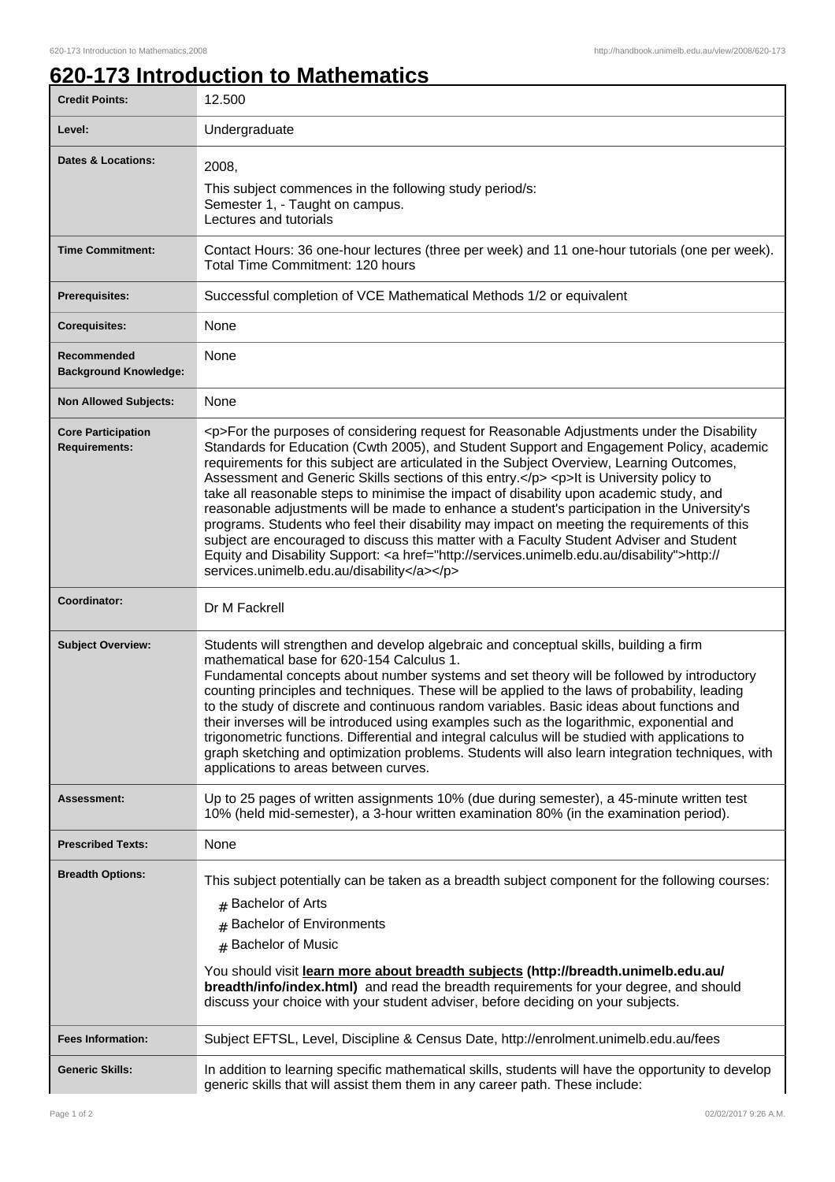# 620-173 Introduction to Mathematics

| | |
|---|---|
| **Credit Points:** | 12.500 |
| **Level:** | Undergraduate |
| **Dates & Locations:** | 2008,<br>This subject commences in the following study period/s:<br>Semester 1, - Taught on campus.<br>Lectures and tutorials |
| **Time Commitment:** | Contact Hours: 36 one-hour lectures (three per week) and 11 one-hour tutorials (one per week).<br>Total Time Commitment: 120 hours |
| **Prerequisites:** | Successful completion of VCE Mathematical Methods 1/2 or equivalent |
| **Corequisites:** | None |
| **Recommended Background Knowledge:** | None |
| **Non Allowed Subjects:** | None |
| **Core Participation Requirements:** | <p>For the purposes of considering request for Reasonable Adjustments under the Disability Standards for Education (Cwth 2005), and Student Support and Engagement Policy, academic requirements for this subject are articulated in the Subject Overview, Learning Outcomes, Assessment and Generic Skills sections of this entry.</p> <p>It is University policy to take all reasonable steps to minimise the impact of disability upon academic study, and reasonable adjustments will be made to enhance a student's participation in the University's programs. Students who feel their disability may impact on meeting the requirements of this subject are encouraged to discuss this matter with a Faculty Student Adviser and Student Equity and Disability Support: <a href="http://services.unimelb.edu.au/disability">http://services.unimelb.edu.au/disability</a></p> |
| **Coordinator:** | Dr M Fackrell |
| **Subject Overview:** | Students will strengthen and develop algebraic and conceptual skills, building a firm mathematical base for 620-154 Calculus 1.<br>Fundamental concepts about number systems and set theory will be followed by introductory counting principles and techniques. These will be applied to the laws of probability, leading to the study of discrete and continuous random variables. Basic ideas about functions and their inverses will be introduced using examples such as the logarithmic, exponential and trigonometric functions. Differential and integral calculus will be studied with applications to graph sketching and optimization problems. Students will also learn integration techniques, with applications to areas between curves. |
| **Assessment:** | Up to 25 pages of written assignments 10% (due during semester), a 45-minute written test 10% (held mid-semester), a 3-hour written examination 80% (in the examination period). |
| **Prescribed Texts:** | None |
| **Breadth Options:** | This subject potentially can be taken as a breadth subject component for the following courses:<br># Bachelor of Arts<br># Bachelor of Environments<br># Bachelor of Music<br>You should visit **learn more about breadth subjects (http://breadth.unimelb.edu.au/breadth/info/index.html)** and read the breadth requirements for your degree, and should discuss your choice with your student adviser, before deciding on your subjects. |
| **Fees Information:** | Subject EFTSL, Level, Discipline & Census Date, http://enrolment.unimelb.edu.au/fees |
| **Generic Skills:** | In addition to learning specific mathematical skills, students will have the opportunity to develop generic skills that will assist them them in any career path. These include: |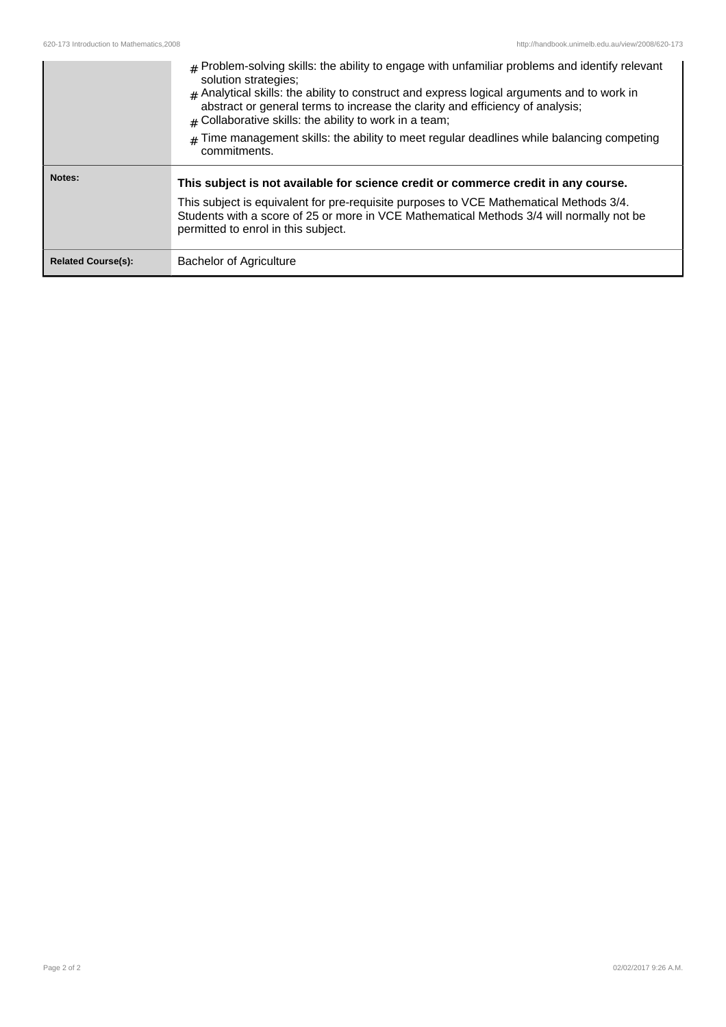| | |
|---|---|
| | # Problem-solving skills: the ability to engage with unfamiliar problems and identify relevant solution strategies;<br># Analytical skills: the ability to construct and express logical arguments and to work in abstract or general terms to increase the clarity and efficiency of analysis;<br># Collaborative skills: the ability to work in a team;<br># Time management skills: the ability to meet regular deadlines while balancing competing commitments. |
| **Notes:** | **This subject is not available for science credit or commerce credit in any course.**<br><br>This subject is equivalent for pre-requisite purposes to VCE Mathematical Methods 3/4. Students with a score of 25 or more in VCE Mathematical Methods 3/4 will normally not be permitted to enrol in this subject. |
| **Related Course(s):** | Bachelor of Agriculture |